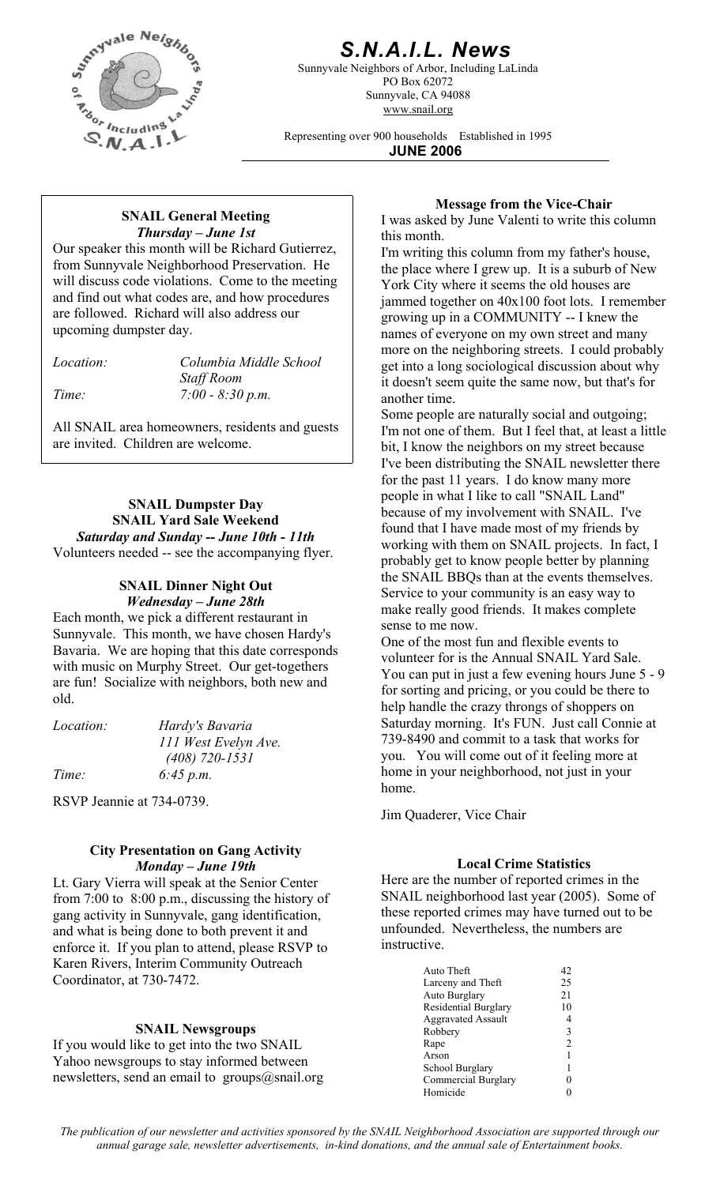# S.N.A.I.L. News

Sunnyvale Neighbors of Arbor, Including LaLinda
PO Box 62072
Sunnyvale, CA 94088
www.snail.org

Representing over 900 households Established in 1995

**JUNE 2006**

### SNAIL General Meeting
***Thursday – June 1st***

Our speaker this month will be Richard Gutierrez, from Sunnyvale Neighborhood Preservation. He will discuss code violations. Come to the meeting and find out what codes are, and how procedures are followed. Richard will also address our upcoming dumpster day.

*Location:* *Columbia Middle School Staff Room*
*Time:* *7:00 - 8:30 p.m.*

All SNAIL area homeowners, residents and guests are invited. Children are welcome.

### SNAIL Dumpster Day
### SNAIL Yard Sale Weekend
***Saturday and Sunday -- June 10th - 11th***

Volunteers needed -- see the accompanying flyer.

### SNAIL Dinner Night Out
***Wednesday – June 28th***

Each month, we pick a different restaurant in Sunnyvale. This month, we have chosen Hardy's Bavaria. We are hoping that this date corresponds with music on Murphy Street. Our get-togethers are fun! Socialize with neighbors, both new and old.

*Location:* *Hardy's Bavaria*
*111 West Evelyn Ave.*
*(408) 720-1531*
*Time:* *6:45 p.m.*

RSVP Jeannie at 734-0739.

### City Presentation on Gang Activity
***Monday – June 19th***

Lt. Gary Vierra will speak at the Senior Center from 7:00 to 8:00 p.m., discussing the history of gang activity in Sunnyvale, gang identification, and what is being done to both prevent it and enforce it. If you plan to attend, please RSVP to Karen Rivers, Interim Community Outreach Coordinator, at 730-7472.

### SNAIL Newsgroups

If you would like to get into the two SNAIL Yahoo newsgroups to stay informed between newsletters, send an email to groups@snail.org

### Message from the Vice-Chair

I was asked by June Valenti to write this column this month.

I'm writing this column from my father's house, the place where I grew up. It is a suburb of New York City where it seems the old houses are jammed together on 40x100 foot lots. I remember growing up in a COMMUNITY -- I knew the names of everyone on my own street and many more on the neighboring streets. I could probably get into a long sociological discussion about why it doesn't seem quite the same now, but that's for another time.

Some people are naturally social and outgoing; I'm not one of them. But I feel that, at least a little bit, I know the neighbors on my street because I've been distributing the SNAIL newsletter there for the past 11 years. I do know many more people in what I like to call "SNAIL Land" because of my involvement with SNAIL. I've found that I have made most of my friends by working with them on SNAIL projects. In fact, I probably get to know people better by planning the SNAIL BBQs than at the events themselves. Service to your community is an easy way to make really good friends. It makes complete sense to me now.

One of the most fun and flexible events to volunteer for is the Annual SNAIL Yard Sale. You can put in just a few evening hours June 5 - 9 for sorting and pricing, or you could be there to help handle the crazy throngs of shoppers on Saturday morning. It's FUN. Just call Connie at 739-8490 and commit to a task that works for you. You will come out of it feeling more at home in your neighborhood, not just in your home.

Jim Quaderer, Vice Chair

### Local Crime Statistics

Here are the number of reported crimes in the SNAIL neighborhood last year (2005). Some of these reported crimes may have turned out to be unfounded. Nevertheless, the numbers are instructive.

| Crime | Count |
|---|---|
| Auto Theft | 42 |
| Larceny and Theft | 25 |
| Auto Burglary | 21 |
| Residential Burglary | 10 |
| Aggravated Assault | 4 |
| Robbery | 3 |
| Rape | 2 |
| Arson | 1 |
| School Burglary | 1 |
| Commercial Burglary | 0 |
| Homicide | 0 |

*The publication of our newsletter and activities sponsored by the SNAIL Neighborhood Association are supported through our annual garage sale, newsletter advertisements, in-kind donations, and the annual sale of Entertainment books.*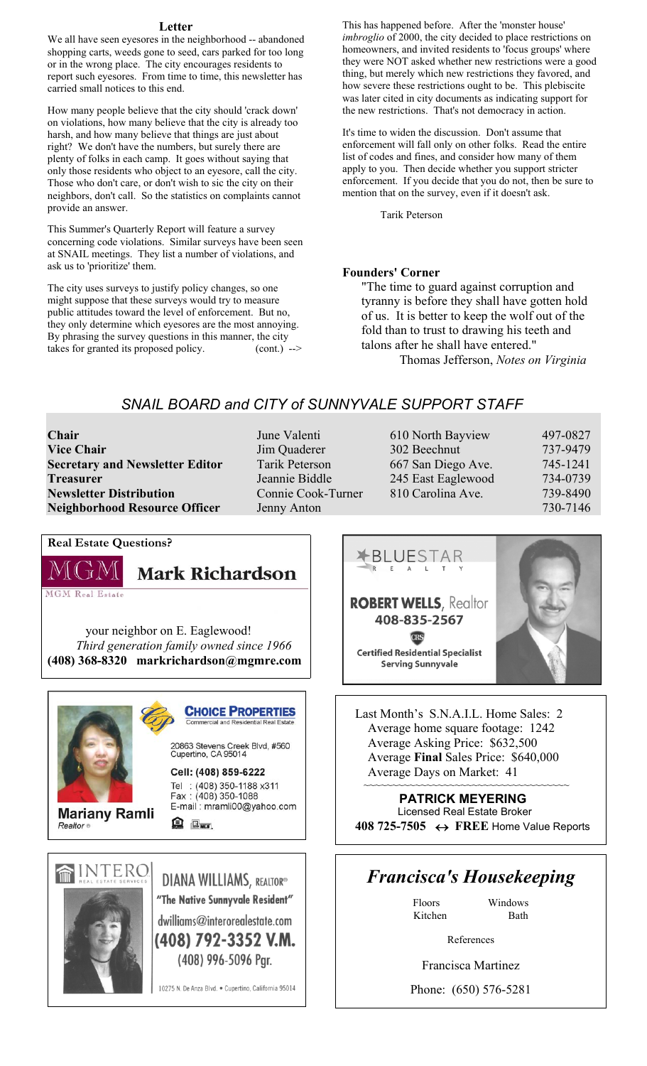## Letter

We all have seen eyesores in the neighborhood -- abandoned shopping carts, weeds gone to seed, cars parked for too long or in the wrong place. The city encourages residents to report such eyesores. From time to time, this newsletter has carried small notices to this end.

How many people believe that the city should 'crack down' on violations, how many believe that the city is already too harsh, and how many believe that things are just about right? We don't have the numbers, but surely there are plenty of folks in each camp. It goes without saying that only those residents who object to an eyesore, call the city. Those who don't care, or don't wish to sic the city on their neighbors, don't call. So the statistics on complaints cannot provide an answer.

This Summer's Quarterly Report will feature a survey concerning code violations. Similar surveys have been seen at SNAIL meetings. They list a number of violations, and ask us to 'prioritize' them.

The city uses surveys to justify policy changes, so one might suppose that these surveys would try to measure public attitudes toward the level of enforcement. But no, they only determine which eyesores are the most annoying. By phrasing the survey questions in this manner, the city takes for granted its proposed policy. (cont.) -->

This has happened before. After the 'monster house' *imbroglio* of 2000, the city decided to place restrictions on homeowners, and invited residents to 'focus groups' where they were NOT asked whether new restrictions were a good thing, but merely which new restrictions they favored, and how severe these restrictions ought to be. This plebiscite was later cited in city documents as indicating support for the new restrictions. That's not democracy in action.

It's time to widen the discussion. Don't assume that enforcement will fall only on other folks. Read the entire list of codes and fines, and consider how many of them apply to you. Then decide whether you support stricter enforcement. If you decide that you do not, then be sure to mention that on the survey, even if it doesn't ask.

Tarik Peterson

## Founders' Corner

"The time to guard against corruption and tyranny is before they shall have gotten hold of us. It is better to keep the wolf out of the fold than to trust to drawing his teeth and talons after he shall have entered."

Thomas Jefferson, *Notes on Virginia*

## *SNAIL BOARD and CITY of SUNNYVALE SUPPORT STAFF*

| | | | |
|---|---|---|---|
| **Chair** | June Valenti | 610 North Bayview | 497-0827 |
| **Vice Chair** | Jim Quaderer | 302 Beechnut | 737-9479 |
| **Secretary and Newsletter Editor** | Tarik Peterson | 667 San Diego Ave. | 745-1241 |
| **Treasurer** | Jeannie Biddle | 245 East Eaglewood | 734-0739 |
| **Newsletter Distribution** | Connie Cook-Turner | 810 Carolina Ave. | 739-8490 |
| **Neighborhood Resource Officer** | Jenny Anton | | 730-7146 |

**Real Estate Questions?**

MGM **Mark Richardson**

MGM Real Estate

your neighbor on E. Eaglewood!
*Third generation family owned since 1966*
**(408) 368-8320 markrichardson@mgmre.com**

BLUESTAR REALTY

**ROBERT WELLS**, Realtor
**408-835-2567**
CRS
**Certified Residential Specialist**
**Serving Sunnyvale**

**CHOICE PROPERTIES**
Commercial and Residential Real Estate

20863 Stevens Creek Blvd, #560
Cupertino, CA 95014

**Cell: (408) 859-6222**
Tel : (408) 350-1188 x311
Fax : (408) 350-1088
E-mail : mramli00@yahoo.com

**Mariany Ramli**
Realtor ®

Last Month's S.N.A.I.L. Home Sales: 2
Average home square footage: 1242
Average Asking Price: $632,500
Average **Final** Sales Price: $640,000
Average Days on Market: 41

**PATRICK MEYERING**
Licensed Real Estate Broker
**408 725-7505 ↔ FREE** Home Value Reports

INTERO REAL ESTATE SERVICES

**DIANA WILLIAMS**, REALTOR®
**"The Native Sunnyvale Resident"**
dwilliams@interorealestate.com
**(408) 792-3352 V.M.**
(408) 996-5096 Pgr.

10275 N. De Anza Blvd. • Cupertino, California 95014

## *Francisca's Housekeeping*

Floors    Windows
Kitchen    Bath

References

Francisca Martinez

Phone: (650) 576-5281